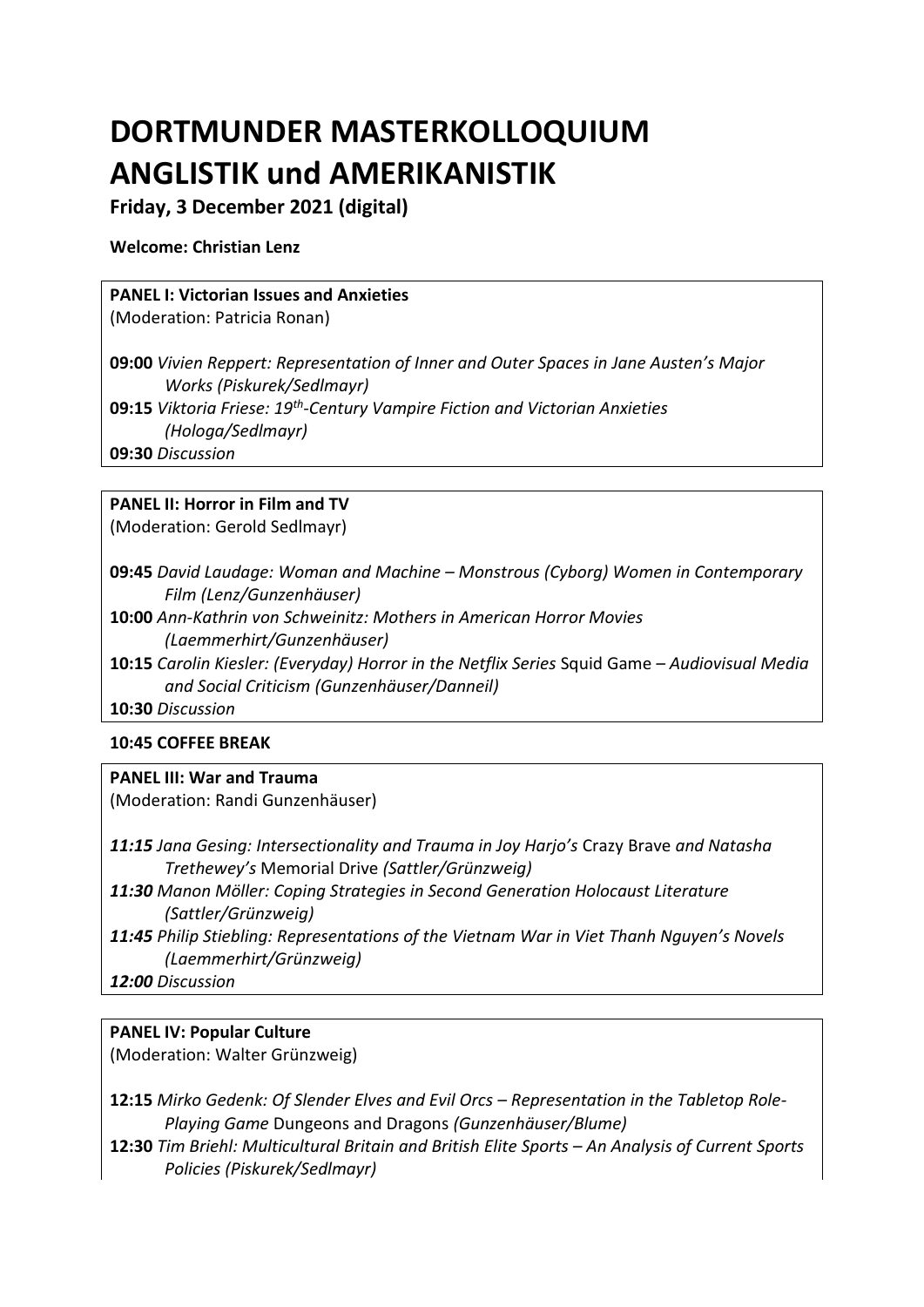# DORTMUNDER MASTERKOLLOQUIUM ANGLISTIK und AMERIKANISTIK

**Friday, 3 December 2021 (digital)**

**Welcome: Christian Lenz**

**PANEL I: Victorian Issues and Anxieties**
(Moderation: Patricia Ronan)

**09:00** *Vivien Reppert: Representation of Inner and Outer Spaces in Jane Austen's Major Works (Piskurek/Sedlmayr)*
**09:15** *Viktoria Friese: 19th-Century Vampire Fiction and Victorian Anxieties (Hologa/Sedlmayr)*
**09:30** *Discussion*

**PANEL II: Horror in Film and TV**
(Moderation: Gerold Sedlmayr)

**09:45** *David Laudage: Woman and Machine – Monstrous (Cyborg) Women in Contemporary Film (Lenz/Gunzenhäuser)*
**10:00** *Ann-Kathrin von Schweinitz: Mothers in American Horror Movies (Laemmerhirt/Gunzenhäuser)*
**10:15** *Carolin Kiesler: (Everyday) Horror in the Netflix Series* Squid Game *– Audiovisual Media and Social Criticism (Gunzenhäuser/Danneil)*
**10:30** *Discussion*

**10:45 COFFEE BREAK**

**PANEL III: War and Trauma**
(Moderation: Randi Gunzenhäuser)

***11:15*** *Jana Gesing: Intersectionality and Trauma in Joy Harjo's* Crazy Brave *and Natasha Trethewey's* Memorial Drive *(Sattler/Grünzweig)*
***11:30*** *Manon Möller: Coping Strategies in Second Generation Holocaust Literature (Sattler/Grünzweig)*
***11:45*** *Philip Stiebling: Representations of the Vietnam War in Viet Thanh Nguyen's Novels (Laemmerhirt/Grünzweig)*
***12:00*** *Discussion*

**PANEL IV: Popular Culture**
(Moderation: Walter Grünzweig)

**12:15** *Mirko Gedenk: Of Slender Elves and Evil Orcs – Representation in the Tabletop Role-Playing Game* Dungeons and Dragons *(Gunzenhäuser/Blume)*
**12:30** *Tim Briehl: Multicultural Britain and British Elite Sports – An Analysis of Current Sports Policies (Piskurek/Sedlmayr)*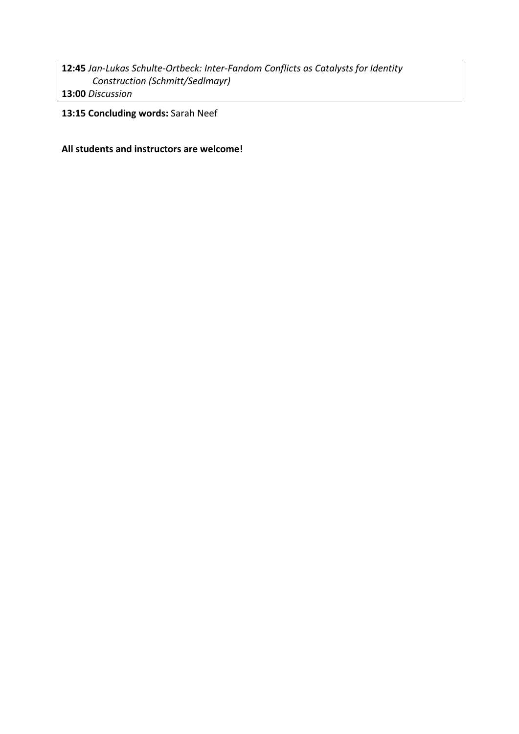**12:45** *Jan-Lukas Schulte-Ortbeck: Inter-Fandom Conflicts as Catalysts for Identity Construction (Schmitt/Sedlmayr)*
**13:00** *Discussion*

**13:15 Concluding words:** Sarah Neef

**All students and instructors are welcome!**